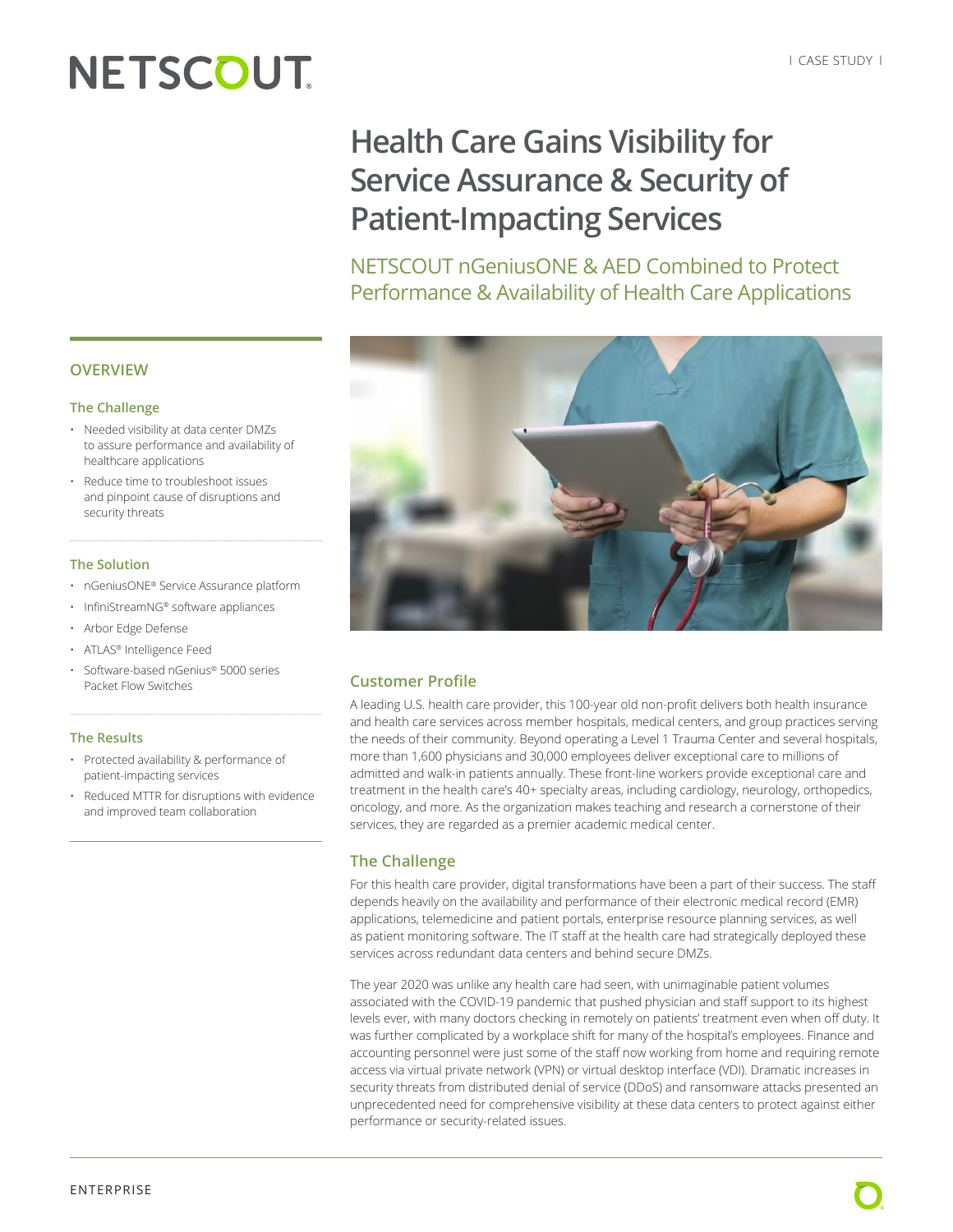# Health Care Gains Visibility for Service Assurance & Security of Patient-Impacting Services

## NETSCOUT nGeniusONE & AED Combined to Protect Performance & Availability of Health Care Applications

## OVERVIEW

### The Challenge

- Needed visibility at data center DMZs to assure performance and availability of healthcare applications
- Reduce time to troubleshoot issues and pinpoint cause of disruptions and security threats

### The Solution

- nGeniusONE® Service Assurance platform
- InfiniStreamNG® software appliances
- Arbor Edge Defense
- ATLAS® Intelligence Feed
- Software-based nGenius® 5000 series Packet Flow Switches

### The Results

- Protected availability & performance of patient-impacting services
- Reduced MTTR for disruptions with evidence and improved team collaboration

## Customer Profile

A leading U.S. health care provider, this 100-year old non-profit delivers both health insurance and health care services across member hospitals, medical centers, and group practices serving the needs of their community. Beyond operating a Level 1 Trauma Center and several hospitals, more than 1,600 physicians and 30,000 employees deliver exceptional care to millions of admitted and walk-in patients annually. These front-line workers provide exceptional care and treatment in the health care's 40+ specialty areas, including cardiology, neurology, orthopedics, oncology, and more. As the organization makes teaching and research a cornerstone of their services, they are regarded as a premier academic medical center.

## The Challenge

For this health care provider, digital transformations have been a part of their success. The staff depends heavily on the availability and performance of their electronic medical record (EMR) applications, telemedicine and patient portals, enterprise resource planning services, as well as patient monitoring software. The IT staff at the health care had strategically deployed these services across redundant data centers and behind secure DMZs.

The year 2020 was unlike any health care had seen, with unimaginable patient volumes associated with the COVID-19 pandemic that pushed physician and staff support to its highest levels ever, with many doctors checking in remotely on patients' treatment even when off duty. It was further complicated by a workplace shift for many of the hospital's employees. Finance and accounting personnel were just some of the staff now working from home and requiring remote access via virtual private network (VPN) or virtual desktop interface (VDI). Dramatic increases in security threats from distributed denial of service (DDoS) and ransomware attacks presented an unprecedented need for comprehensive visibility at these data centers to protect against either performance or security-related issues.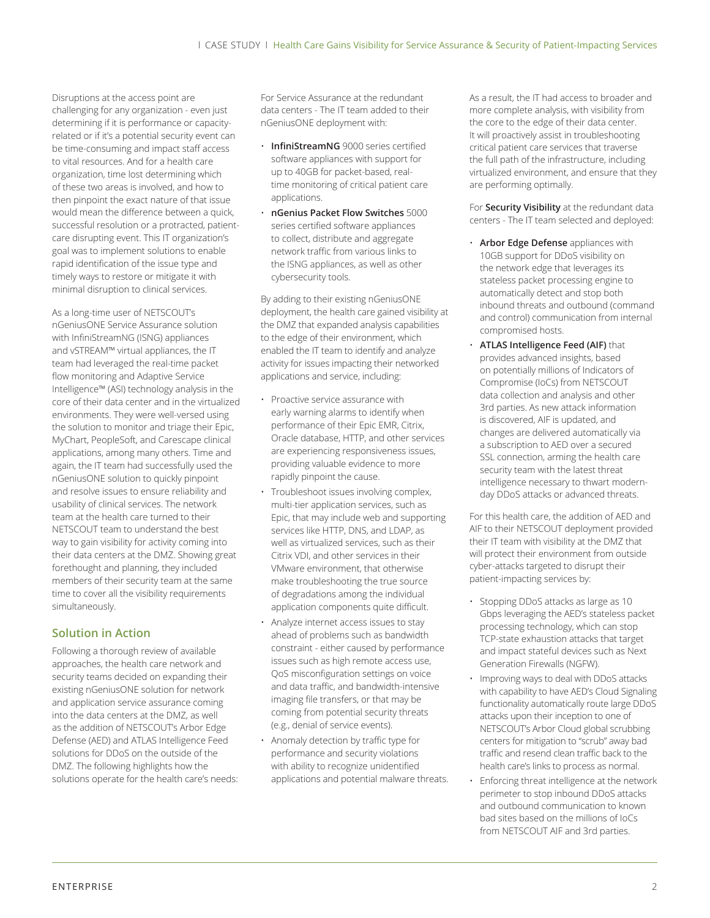Disruptions at the access point are challenging for any organization - even just determining if it is performance or capacity-related or if it's a potential security event can be time-consuming and impact staff access to vital resources. And for a health care organization, time lost determining which of these two areas is involved, and how to then pinpoint the exact nature of that issue would mean the difference between a quick, successful resolution or a protracted, patient-care disrupting event. This IT organization's goal was to implement solutions to enable rapid identification of the issue type and timely ways to restore or mitigate it with minimal disruption to clinical services.

As a long-time user of NETSCOUT's nGeniusONE Service Assurance solution with InfiniStreamNG (ISNG) appliances and vSTREAM™ virtual appliances, the IT team had leveraged the real-time packet flow monitoring and Adaptive Service Intelligence™ (ASI) technology analysis in the core of their data center and in the virtualized environments. They were well-versed using the solution to monitor and triage their Epic, MyChart, PeopleSoft, and Carescape clinical applications, among many others. Time and again, the IT team had successfully used the nGeniusONE solution to quickly pinpoint and resolve issues to ensure reliability and usability of clinical services. The network team at the health care turned to their NETSCOUT team to understand the best way to gain visibility for activity coming into their data centers at the DMZ. Showing great forethought and planning, they included members of their security team at the same time to cover all the visibility requirements simultaneously.

## Solution in Action

Following a thorough review of available approaches, the health care network and security teams decided on expanding their existing nGeniusONE solution for network and application service assurance coming into the data centers at the DMZ, as well as the addition of NETSCOUT's Arbor Edge Defense (AED) and ATLAS Intelligence Feed solutions for DDoS on the outside of the DMZ. The following highlights how the solutions operate for the health care's needs:

For Service Assurance at the redundant data centers - The IT team added to their nGeniusONE deployment with:

- **InfiniStreamNG** 9000 series certified software appliances with support for up to 40GB for packet-based, real-time monitoring of critical patient care applications.
- **nGenius Packet Flow Switches** 5000 series certified software appliances to collect, distribute and aggregate network traffic from various links to the ISNG appliances, as well as other cybersecurity tools.

By adding to their existing nGeniusONE deployment, the health care gained visibility at the DMZ that expanded analysis capabilities to the edge of their environment, which enabled the IT team to identify and analyze activity for issues impacting their networked applications and service, including:

- Proactive service assurance with early warning alarms to identify when performance of their Epic EMR, Citrix, Oracle database, HTTP, and other services are experiencing responsiveness issues, providing valuable evidence to more rapidly pinpoint the cause.
- Troubleshoot issues involving complex, multi-tier application services, such as Epic, that may include web and supporting services like HTTP, DNS, and LDAP, as well as virtualized services, such as their Citrix VDI, and other services in their VMware environment, that otherwise make troubleshooting the true source of degradations among the individual application components quite difficult.
- Analyze internet access issues to stay ahead of problems such as bandwidth constraint - either caused by performance issues such as high remote access use, QoS misconfiguration settings on voice and data traffic, and bandwidth-intensive imaging file transfers, or that may be coming from potential security threats (e.g., denial of service events).
- Anomaly detection by traffic type for performance and security violations with ability to recognize unidentified applications and potential malware threats.

As a result, the IT had access to broader and more complete analysis, with visibility from the core to the edge of their data center. It will proactively assist in troubleshooting critical patient care services that traverse the full path of the infrastructure, including virtualized environment, and ensure that they are performing optimally.

For **Security Visibility** at the redundant data centers - The IT team selected and deployed:

- **Arbor Edge Defense** appliances with 10GB support for DDoS visibility on the network edge that leverages its stateless packet processing engine to automatically detect and stop both inbound threats and outbound (command and control) communication from internal compromised hosts.
- **ATLAS Intelligence Feed (AIF)** that provides advanced insights, based on potentially millions of Indicators of Compromise (IoCs) from NETSCOUT data collection and analysis and other 3rd parties. As new attack information is discovered, AIF is updated, and changes are delivered automatically via a subscription to AED over a secured SSL connection, arming the health care security team with the latest threat intelligence necessary to thwart modern-day DDoS attacks or advanced threats.

For this health care, the addition of AED and AIF to their NETSCOUT deployment provided their IT team with visibility at the DMZ that will protect their environment from outside cyber-attacks targeted to disrupt their patient-impacting services by:

- Stopping DDoS attacks as large as 10 Gbps leveraging the AED's stateless packet processing technology, which can stop TCP-state exhaustion attacks that target and impact stateful devices such as Next Generation Firewalls (NGFW).
- Improving ways to deal with DDoS attacks with capability to have AED's Cloud Signaling functionality automatically route large DDoS attacks upon their inception to one of NETSCOUT's Arbor Cloud global scrubbing centers for mitigation to "scrub" away bad traffic and resend clean traffic back to the health care's links to process as normal.
- Enforcing threat intelligence at the network perimeter to stop inbound DDoS attacks and outbound communication to known bad sites based on the millions of IoCs from NETSCOUT AIF and 3rd parties.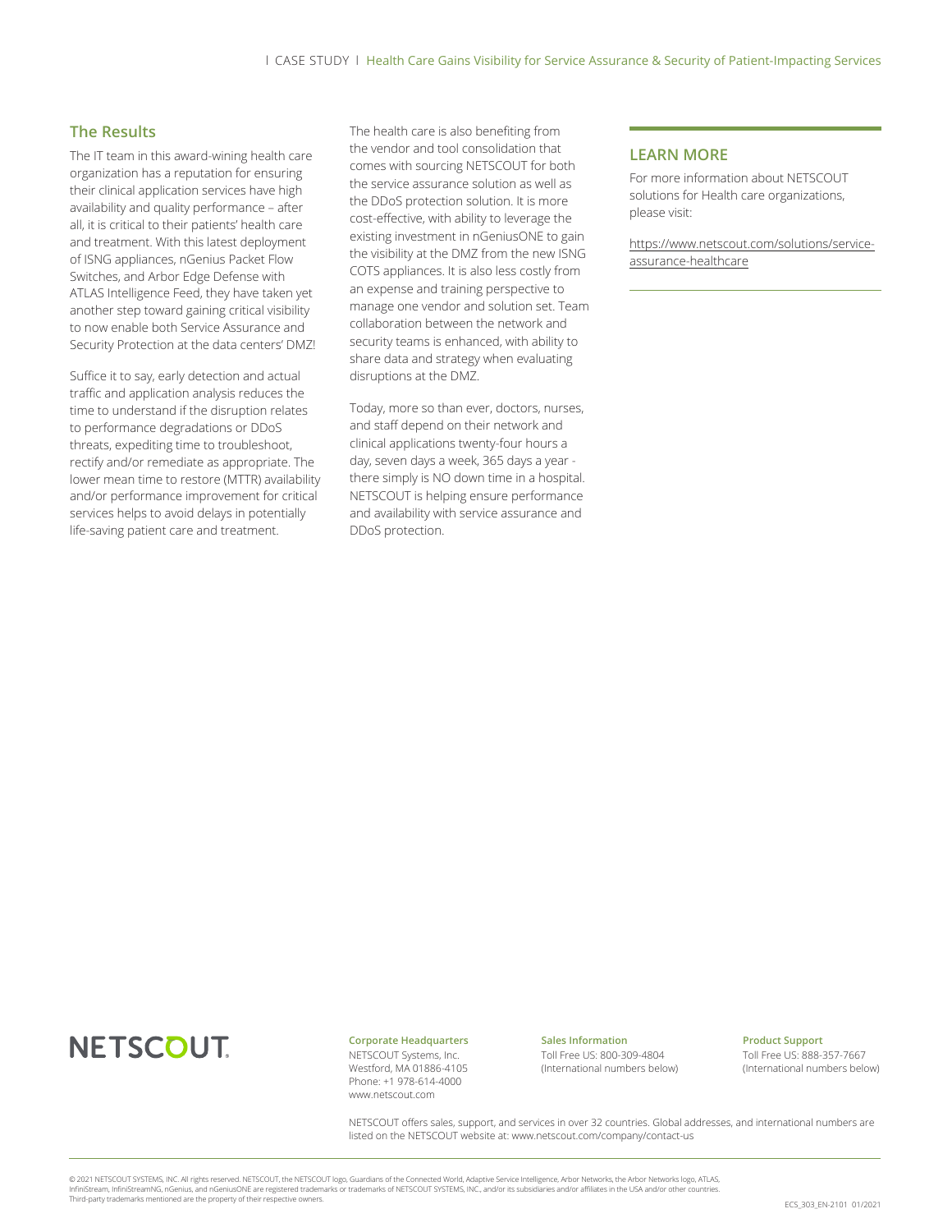## The Results

The IT team in this award-wining health care organization has a reputation for ensuring their clinical application services have high availability and quality performance – after all, it is critical to their patients' health care and treatment. With this latest deployment of ISNG appliances, nGenius Packet Flow Switches, and Arbor Edge Defense with ATLAS Intelligence Feed, they have taken yet another step toward gaining critical visibility to now enable both Service Assurance and Security Protection at the data centers' DMZ!

Suffice it to say, early detection and actual traffic and application analysis reduces the time to understand if the disruption relates to performance degradations or DDoS threats, expediting time to troubleshoot, rectify and/or remediate as appropriate. The lower mean time to restore (MTTR) availability and/or performance improvement for critical services helps to avoid delays in potentially life-saving patient care and treatment.

The health care is also benefiting from the vendor and tool consolidation that comes with sourcing NETSCOUT for both the service assurance solution as well as the DDoS protection solution. It is more cost-effective, with ability to leverage the existing investment in nGeniusONE to gain the visibility at the DMZ from the new ISNG COTS appliances. It is also less costly from an expense and training perspective to manage one vendor and solution set. Team collaboration between the network and security teams is enhanced, with ability to share data and strategy when evaluating disruptions at the DMZ.

Today, more so than ever, doctors, nurses, and staff depend on their network and clinical applications twenty-four hours a day, seven days a week, 365 days a year - there simply is NO down time in a hospital. NETSCOUT is helping ensure performance and availability with service assurance and DDoS protection.

## LEARN MORE

For more information about NETSCOUT solutions for Health care organizations, please visit:

https://www.netscout.com/solutions/service-assurance-healthcare

NETSCOUT.

**Corporate Headquarters**
NETSCOUT Systems, Inc.
Westford, MA 01886-4105
Phone: +1 978-614-4000
www.netscout.com

**Sales Information**
Toll Free US: 800-309-4804
(International numbers below)

**Product Support**
Toll Free US: 888-357-7667
(International numbers below)

NETSCOUT offers sales, support, and services in over 32 countries. Global addresses, and international numbers are listed on the NETSCOUT website at: www.netscout.com/company/contact-us

© 2021 NETSCOUT SYSTEMS, INC. All rights reserved. NETSCOUT, the NETSCOUT logo, Guardians of the Connected World, Adaptive Service Intelligence, Arbor Networks, the Arbor Networks logo, ATLAS, InfiniStream, InfiniStreamNG, nGenius, and nGeniusONE are registered trademarks or trademarks of NETSCOUT SYSTEMS, INC., and/or its subsidiaries and/or affiliates in the USA and/or other countries. Third-party trademarks mentioned are the property of their respective owners.

ECS_303_EN-2101 01/2021